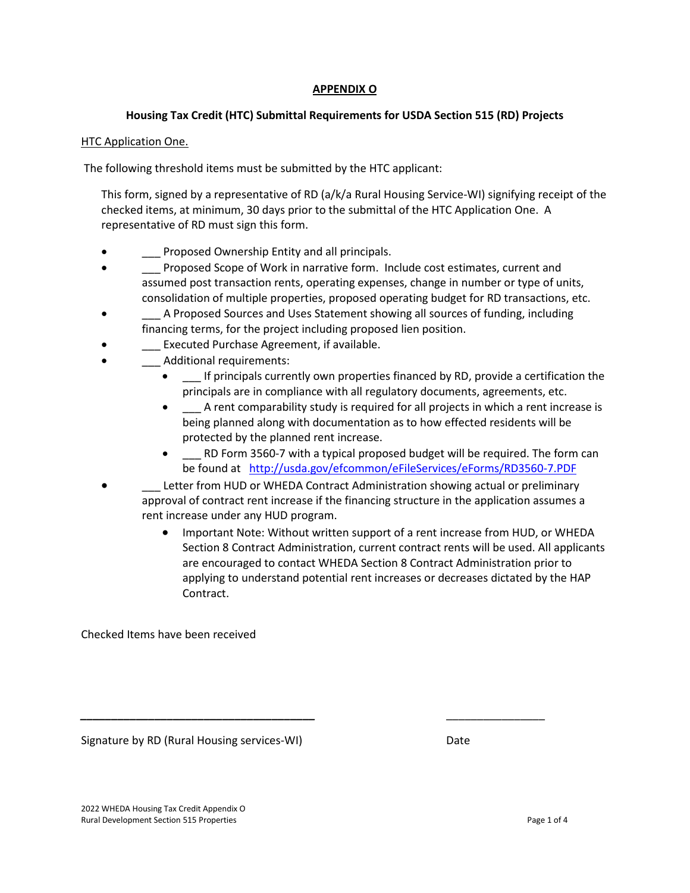## APPENDIX O

### Housing Tax Credit (HTC) Submittal Requirements for USDA Section 515 (RD) Projects

HTC Application One.

The following threshold items must be submitted by the HTC applicant:

This form, signed by a representative of RD (a/k/a Rural Housing Service-WI) signifying receipt of the checked items, at minimum, 30 days prior to the submittal of the HTC Application One. A representative of RD must sign this form.

- ___ Proposed Ownership Entity and all principals.
- ___ Proposed Scope of Work in narrative form. Include cost estimates, current and assumed post transaction rents, operating expenses, change in number or type of units, consolidation of multiple properties, proposed operating budget for RD transactions, etc.
- ___ A Proposed Sources and Uses Statement showing all sources of funding, including financing terms, for the project including proposed lien position.
- ___ Executed Purchase Agreement, if available.
- ___ Additional requirements:
  - ___ If principals currently own properties financed by RD, provide a certification the principals are in compliance with all regulatory documents, agreements, etc.
  - ___ A rent comparability study is required for all projects in which a rent increase is being planned along with documentation as to how effected residents will be protected by the planned rent increase.
  - ___ RD Form 3560-7 with a typical proposed budget will be required. The form can be found at [http://usda.gov/efcommon/eFileServices/eForms/RD3560-7.PDF](http://usda.gov/efcommon/eFileServices/eForms/RD3560-7.PDF)
- ___ Letter from HUD or WHEDA Contract Administration showing actual or preliminary approval of contract rent increase if the financing structure in the application assumes a rent increase under any HUD program.
  - Important Note: Without written support of a rent increase from HUD, or WHEDA Section 8 Contract Administration, current contract rents will be used. All applicants are encouraged to contact WHEDA Section 8 Contract Administration prior to applying to understand potential rent increases or decreases dictated by the HAP Contract.

Checked Items have been received

\_\_\_\_\_\_\_\_\_\_\_\_\_\_\_\_\_\_\_\_\_\_\_\_\_\_\_\_\_\_\_\_\_\_\_\_ \_\_\_\_\_\_\_\_\_\_\_\_\_\_\_\_

Signature by RD (Rural Housing services-WI) Date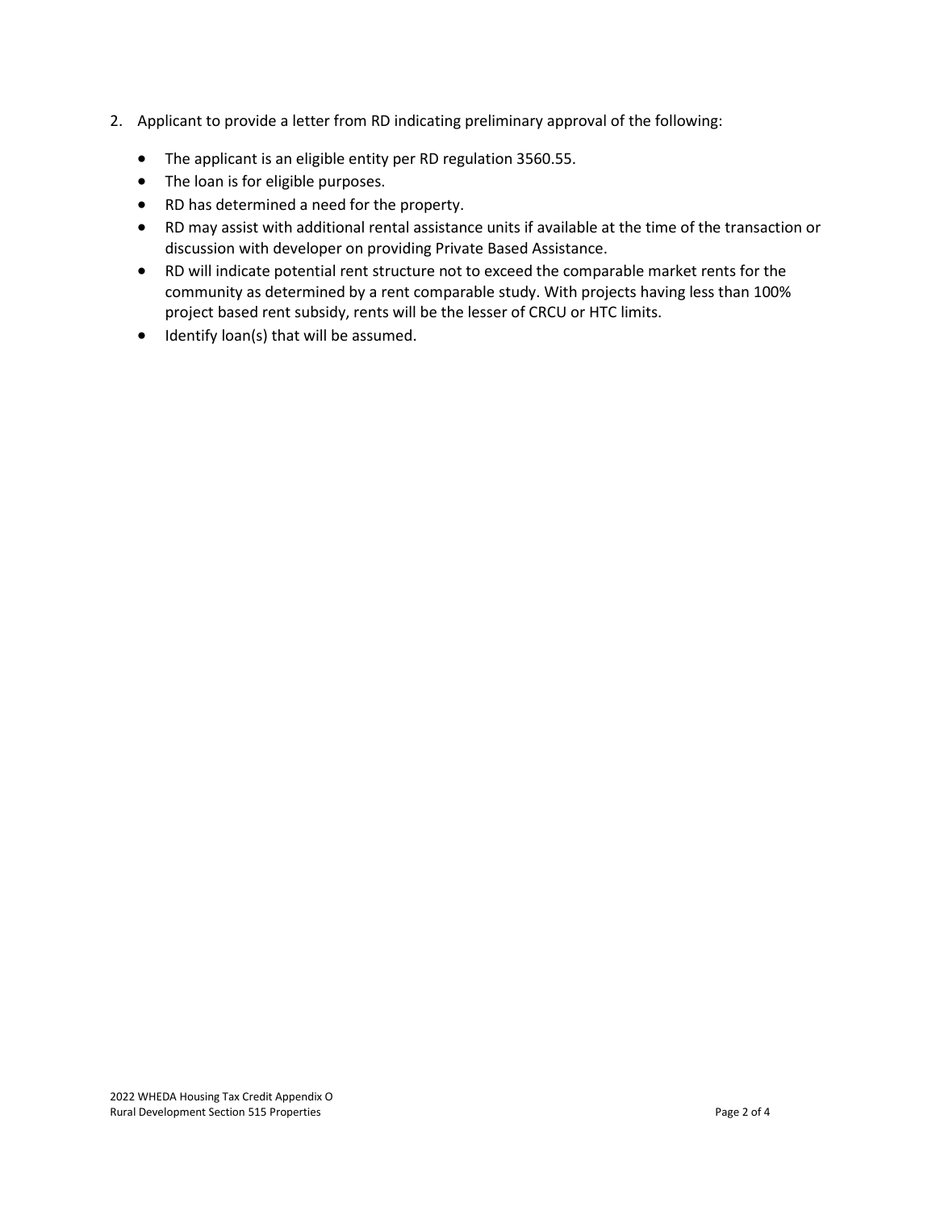2. Applicant to provide a letter from RD indicating preliminary approval of the following:

    - The applicant is an eligible entity per RD regulation 3560.55.
    - The loan is for eligible purposes.
    - RD has determined a need for the property.
    - RD may assist with additional rental assistance units if available at the time of the transaction or discussion with developer on providing Private Based Assistance.
    - RD will indicate potential rent structure not to exceed the comparable market rents for the community as determined by a rent comparable study. With projects having less than 100% project based rent subsidy, rents will be the lesser of CRCU or HTC limits.
    - Identify loan(s) that will be assumed.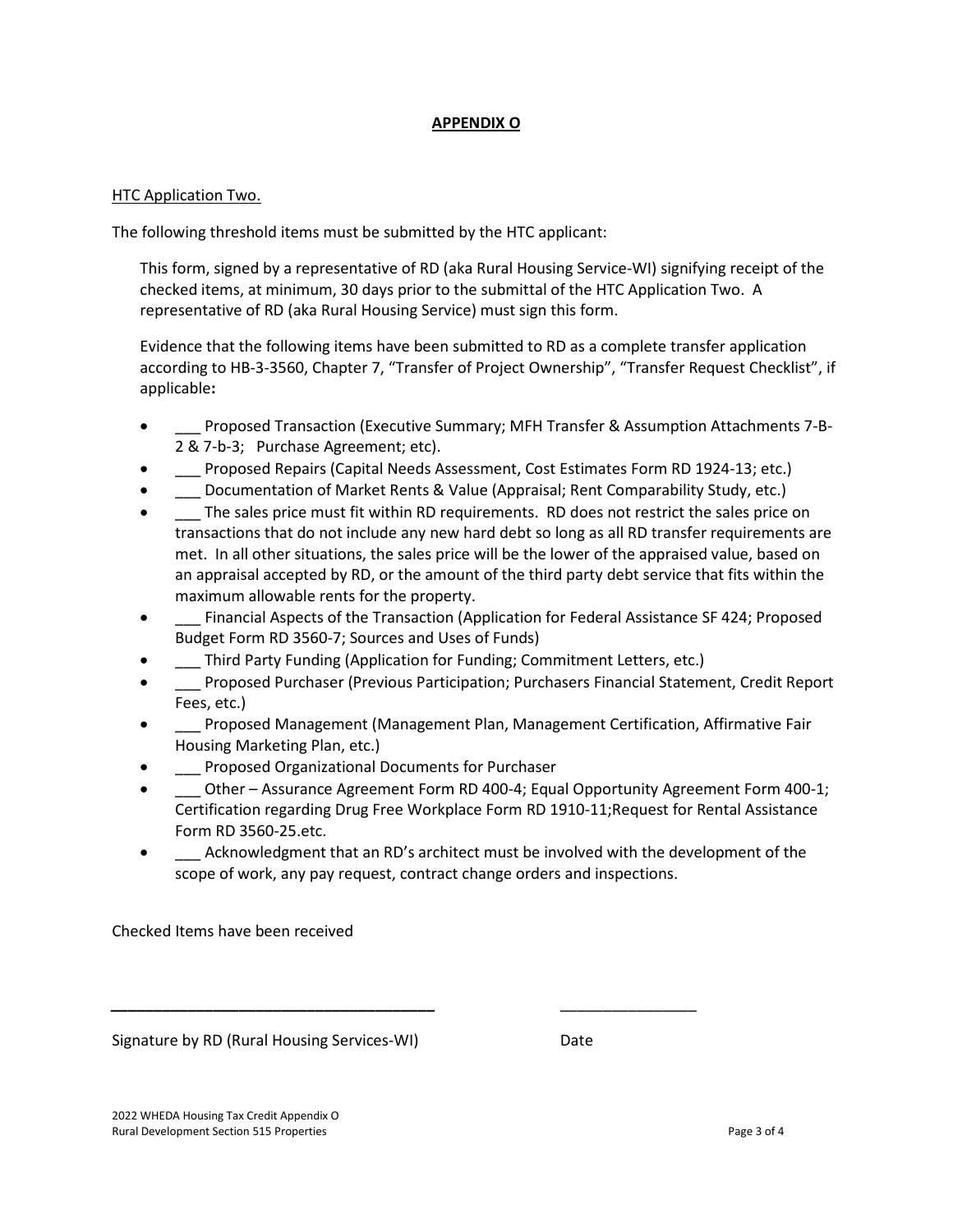# APPENDIX O

HTC Application Two.

The following threshold items must be submitted by the HTC applicant:

This form, signed by a representative of RD (aka Rural Housing Service-WI) signifying receipt of the checked items, at minimum, 30 days prior to the submittal of the HTC Application Two. A representative of RD (aka Rural Housing Service) must sign this form.

Evidence that the following items have been submitted to RD as a complete transfer application according to HB-3-3560, Chapter 7, "Transfer of Project Ownership", "Transfer Request Checklist", if applicable**:**

- ___ Proposed Transaction (Executive Summary; MFH Transfer & Assumption Attachments 7-B-2 & 7-b-3; Purchase Agreement; etc).
- ___ Proposed Repairs (Capital Needs Assessment, Cost Estimates Form RD 1924-13; etc.)
- ___ Documentation of Market Rents & Value (Appraisal; Rent Comparability Study, etc.)
- ___ The sales price must fit within RD requirements. RD does not restrict the sales price on transactions that do not include any new hard debt so long as all RD transfer requirements are met. In all other situations, the sales price will be the lower of the appraised value, based on an appraisal accepted by RD, or the amount of the third party debt service that fits within the maximum allowable rents for the property.
- ___ Financial Aspects of the Transaction (Application for Federal Assistance SF 424; Proposed Budget Form RD 3560-7; Sources and Uses of Funds)
- ___ Third Party Funding (Application for Funding; Commitment Letters, etc.)
- ___ Proposed Purchaser (Previous Participation; Purchasers Financial Statement, Credit Report Fees, etc.)
- ___ Proposed Management (Management Plan, Management Certification, Affirmative Fair Housing Marketing Plan, etc.)
- ___ Proposed Organizational Documents for Purchaser
- ___ Other – Assurance Agreement Form RD 400-4; Equal Opportunity Agreement Form 400-1; Certification regarding Drug Free Workplace Form RD 1910-11;Request for Rental Assistance Form RD 3560-25.etc.
- ___ Acknowledgment that an RD's architect must be involved with the development of the scope of work, any pay request, contract change orders and inspections.

Checked Items have been received

_______________________________________ ________________

Signature by RD (Rural Housing Services-WI) Date

2022 WHEDA Housing Tax Credit Appendix O
Rural Development Section 515 Properties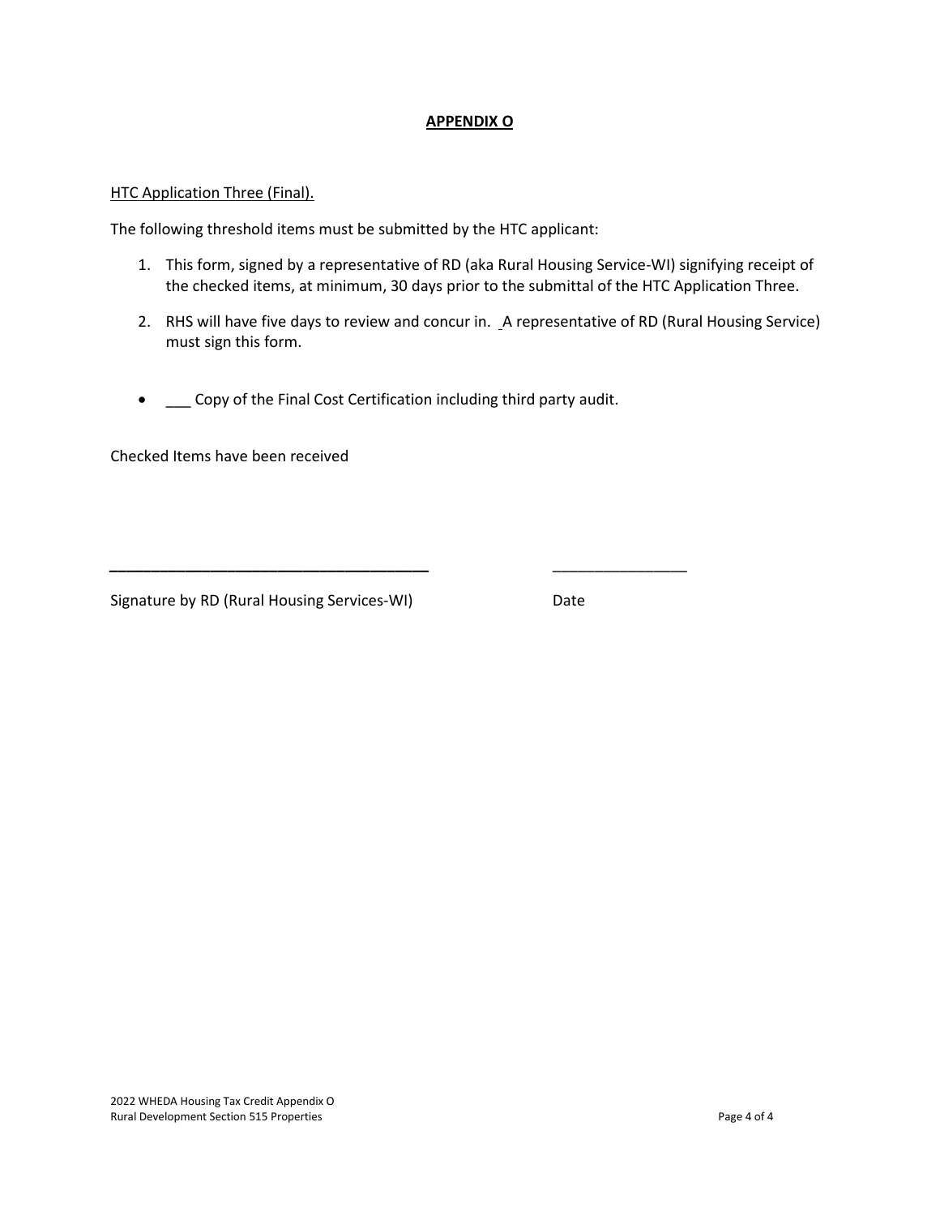## APPENDIX O

HTC Application Three (Final).

The following threshold items must be submitted by the HTC applicant:

1. This form, signed by a representative of RD (aka Rural Housing Service-WI) signifying receipt of the checked items, at minimum, 30 days prior to the submittal of the HTC Application Three.
2. RHS will have five days to review and concur in. A representative of RD (Rural Housing Service) must sign this form.

- ___ Copy of the Final Cost Certification including third party audit.

Checked Items have been received

_______________________________________ ________________

Signature by RD (Rural Housing Services-WI) Date